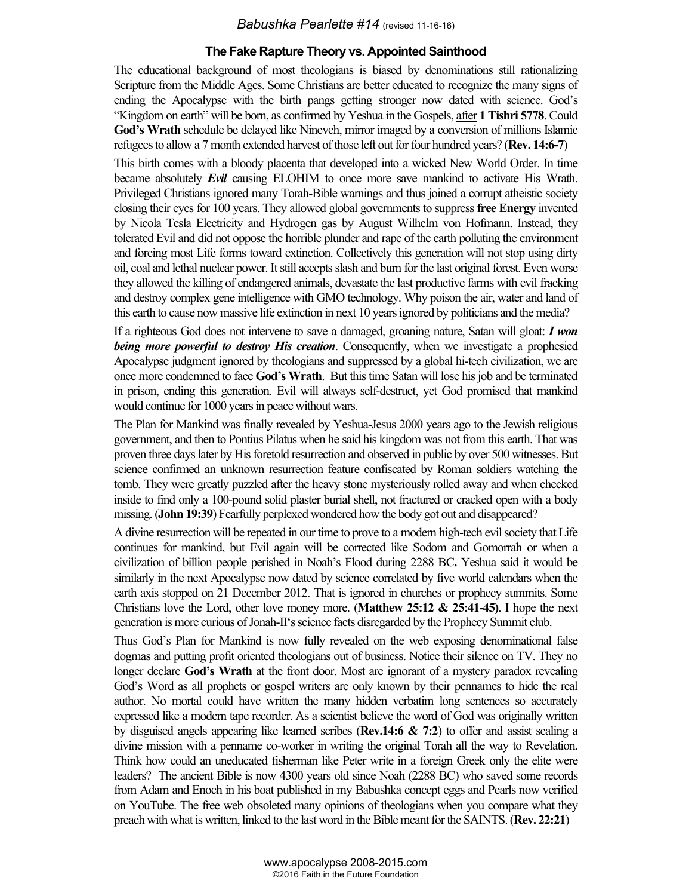*Babushka Pearlette #14* (revised 11-16-16)

## The Fake Rapture Theory vs. Appointed Sainthood

The educational background of most theologians is biased by denominations still rationalizing Scripture from the Middle Ages. Some Christians are better educated to recognize the many signs of ending the Apocalypse with the birth pangs getting stronger now dated with science. God's "Kingdom on earth" will be born, as confirmed by Yeshua in the Gospels, after **1 Tishri 5778**. Could **God's Wrath** schedule be delayed like Nineveh, mirror imaged by a conversion of millions Islamic refugees to allow a 7 month extended harvest of those left out for four hundred years? (**Rev. 14:6-7**)

This birth comes with a bloody placenta that developed into a wicked New World Order. In time became absolutely ***Evil*** causing ELOHIM to once more save mankind to activate His Wrath. Privileged Christians ignored many Torah-Bible warnings and thus joined a corrupt atheistic society closing their eyes for 100 years. They allowed global governments to suppress **free Energy** invented by Nicola Tesla Electricity and Hydrogen gas by August Wilhelm von Hofmann. Instead, they tolerated Evil and did not oppose the horrible plunder and rape of the earth polluting the environment and forcing most Life forms toward extinction. Collectively this generation will not stop using dirty oil, coal and lethal nuclear power. It still accepts slash and burn for the last original forest. Even worse they allowed the killing of endangered animals, devastate the last productive farms with evil fracking and destroy complex gene intelligence with GMO technology. Why poison the air, water and land of this earth to cause now massive life extinction in next 10 years ignored by politicians and the media?

If a righteous God does not intervene to save a damaged, groaning nature, Satan will gloat: ***I won being more powerful to destroy His creation***. Consequently, when we investigate a prophesied Apocalypse judgment ignored by theologians and suppressed by a global hi-tech civilization, we are once more condemned to face **God's Wrath**. But this time Satan will lose his job and be terminated in prison, ending this generation. Evil will always self-destruct, yet God promised that mankind would continue for 1000 years in peace without wars.

The Plan for Mankind was finally revealed by Yeshua-Jesus 2000 years ago to the Jewish religious government, and then to Pontius Pilatus when he said his kingdom was not from this earth. That was proven three days later by His foretold resurrection and observed in public by over 500 witnesses. But science confirmed an unknown resurrection feature confiscated by Roman soldiers watching the tomb. They were greatly puzzled after the heavy stone mysteriously rolled away and when checked inside to find only a 100-pound solid plaster burial shell, not fractured or cracked open with a body missing. (**John 19:39**) Fearfully perplexed wondered how the body got out and disappeared?

A divine resurrection will be repeated in our time to prove to a modern high-tech evil society that Life continues for mankind, but Evil again will be corrected like Sodom and Gomorrah or when a civilization of billion people perished in Noah's Flood during 2288 BC**.** Yeshua said it would be similarly in the next Apocalypse now dated by science correlated by five world calendars when the earth axis stopped on 21 December 2012. That is ignored in churches or prophecy summits. Some Christians love the Lord, other love money more. (**Matthew 25:12 & 25:41-45)**. I hope the next generation is more curious of Jonah-II's science facts disregarded by the Prophecy Summit club.

Thus God's Plan for Mankind is now fully revealed on the web exposing denominational false dogmas and putting profit oriented theologians out of business. Notice their silence on TV. They no longer declare **God's Wrath** at the front door. Most are ignorant of a mystery paradox revealing God's Word as all prophets or gospel writers are only known by their pennames to hide the real author. No mortal could have written the many hidden verbatim long sentences so accurately expressed like a modern tape recorder. As a scientist believe the word of God was originally written by disguised angels appearing like learned scribes (**Rev.14:6 & 7:2**) to offer and assist sealing a divine mission with a penname co-worker in writing the original Torah all the way to Revelation. Think how could an uneducated fisherman like Peter write in a foreign Greek only the elite were leaders? The ancient Bible is now 4300 years old since Noah (2288 BC) who saved some records from Adam and Enoch in his boat published in my Babushka concept eggs and Pearls now verified on YouTube. The free web obsoleted many opinions of theologians when you compare what they preach with what is written, linked to the last word in the Bible meant for the SAINTS. (**Rev. 22:21**)

www.apocalypse 2008-2015.com
©2016 Faith in the Future Foundation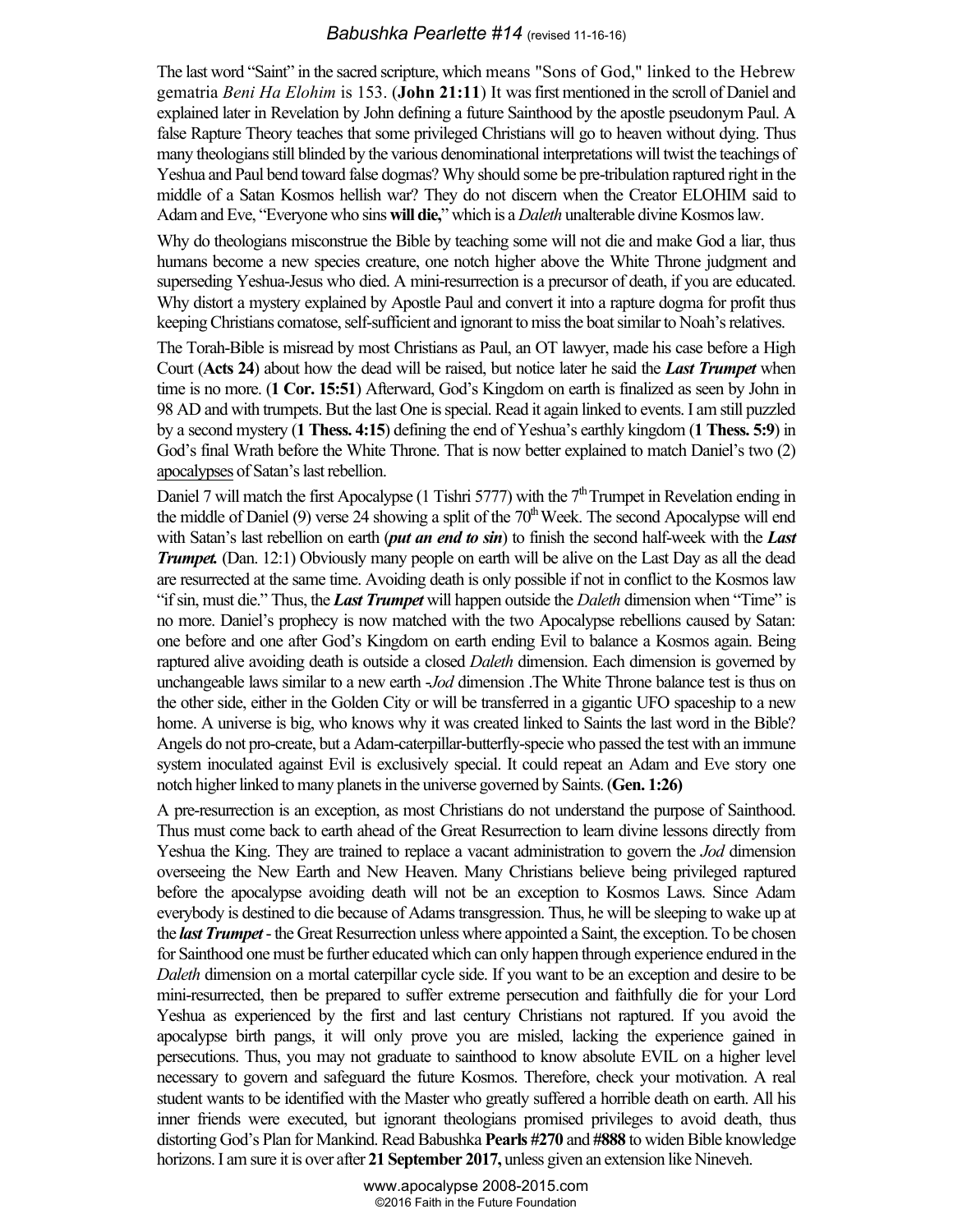# *Babushka Pearlette #14* (revised 11-16-16)

The last word "Saint" in the sacred scripture, which means "Sons of God," linked to the Hebrew gematria *Beni Ha Elohim* is 153. (**John 21:11**) It was first mentioned in the scroll of Daniel and explained later in Revelation by John defining a future Sainthood by the apostle pseudonym Paul. A false Rapture Theory teaches that some privileged Christians will go to heaven without dying. Thus many theologians still blinded by the various denominational interpretations will twist the teachings of Yeshua and Paul bend toward false dogmas? Why should some be pre-tribulation raptured right in the middle of a Satan Kosmos hellish war? They do not discern when the Creator ELOHIM said to Adam and Eve, "Everyone who sins **will die,**" which is a *Daleth* unalterable divine Kosmos law.

Why do theologians misconstrue the Bible by teaching some will not die and make God a liar, thus humans become a new species creature, one notch higher above the White Throne judgment and superseding Yeshua-Jesus who died. A mini-resurrection is a precursor of death, if you are educated. Why distort a mystery explained by Apostle Paul and convert it into a rapture dogma for profit thus keeping Christians comatose, self-sufficient and ignorant to miss the boat similar to Noah's relatives.

The Torah-Bible is misread by most Christians as Paul, an OT lawyer, made his case before a High Court (**Acts 24**) about how the dead will be raised, but notice later he said the ***Last Trumpet*** when time is no more. (**1 Cor. 15:51**) Afterward, God's Kingdom on earth is finalized as seen by John in 98 AD and with trumpets. But the last One is special. Read it again linked to events. I am still puzzled by a second mystery (**1 Thess. 4:15**) defining the end of Yeshua's earthly kingdom (**1 Thess. 5:9**) in God's final Wrath before the White Throne. That is now better explained to match Daniel's two (2) apocalypses of Satan's last rebellion.

Daniel 7 will match the first Apocalypse (1 Tishri 5777) with the 7th Trumpet in Revelation ending in the middle of Daniel (9) verse 24 showing a split of the 70th Week. The second Apocalypse will end with Satan's last rebellion on earth (***put an end to sin***) to finish the second half-week with the ***Last Trumpet.*** (Dan. 12:1) Obviously many people on earth will be alive on the Last Day as all the dead are resurrected at the same time. Avoiding death is only possible if not in conflict to the Kosmos law "if sin, must die." Thus, the ***Last Trumpet*** will happen outside the *Daleth* dimension when "Time" is no more. Daniel's prophecy is now matched with the two Apocalypse rebellions caused by Satan: one before and one after God's Kingdom on earth ending Evil to balance a Kosmos again. Being raptured alive avoiding death is outside a closed *Daleth* dimension. Each dimension is governed by unchangeable laws similar to a new earth -*Jod* dimension .The White Throne balance test is thus on the other side, either in the Golden City or will be transferred in a gigantic UFO spaceship to a new home. A universe is big, who knows why it was created linked to Saints the last word in the Bible? Angels do not pro-create, but a Adam-caterpillar-butterfly-specie who passed the test with an immune system inoculated against Evil is exclusively special. It could repeat an Adam and Eve story one notch higher linked to many planets in the universe governed by Saints. (**Gen. 1:26**)

A pre-resurrection is an exception, as most Christians do not understand the purpose of Sainthood. Thus must come back to earth ahead of the Great Resurrection to learn divine lessons directly from Yeshua the King. They are trained to replace a vacant administration to govern the *Jod* dimension overseeing the New Earth and New Heaven. Many Christians believe being privileged raptured before the apocalypse avoiding death will not be an exception to Kosmos Laws. Since Adam everybody is destined to die because of Adams transgression. Thus, he will be sleeping to wake up at the ***last Trumpet*** - the Great Resurrection unless where appointed a Saint, the exception. To be chosen for Sainthood one must be further educated which can only happen through experience endured in the *Daleth* dimension on a mortal caterpillar cycle side. If you want to be an exception and desire to be mini-resurrected, then be prepared to suffer extreme persecution and faithfully die for your Lord Yeshua as experienced by the first and last century Christians not raptured. If you avoid the apocalypse birth pangs, it will only prove you are misled, lacking the experience gained in persecutions. Thus, you may not graduate to sainthood to know absolute EVIL on a higher level necessary to govern and safeguard the future Kosmos. Therefore, check your motivation. A real student wants to be identified with the Master who greatly suffered a horrible death on earth. All his inner friends were executed, but ignorant theologians promised privileges to avoid death, thus distorting God's Plan for Mankind. Read Babushka **Pearls #270** and **#888** to widen Bible knowledge horizons. I am sure it is over after **21 September 2017,** unless given an extension like Nineveh.

www.apocalypse 2008-2015.com
©2016 Faith in the Future Foundation